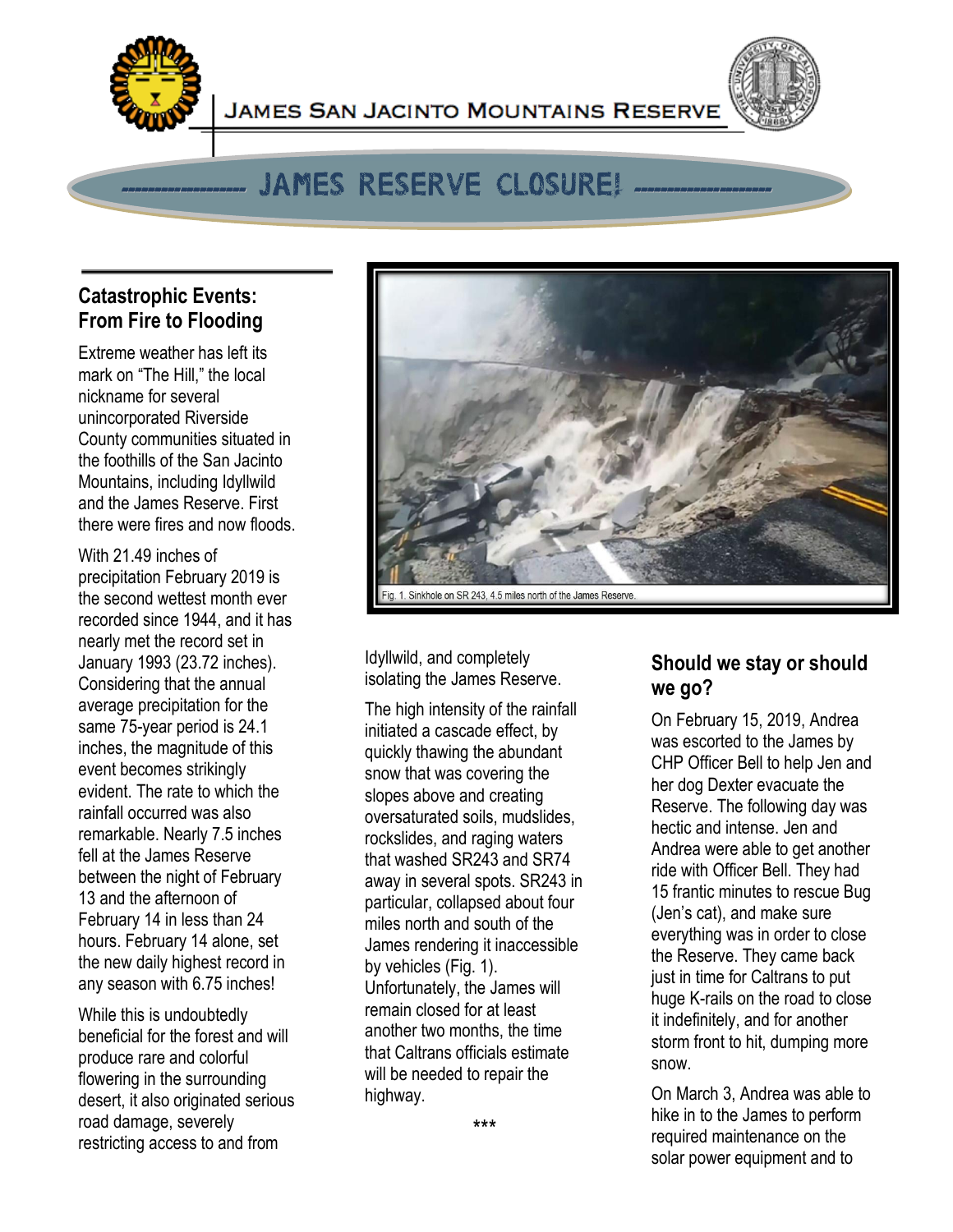JAMES SAN JACINTO MOUNTAINS RESERVE

# JAMES RESERVE CLOSURE!

## Catastrophic Events: From Fire to Flooding

Extreme weather has left its mark on "The Hill," the local nickname for several unincorporated Riverside County communities situated in the foothills of the San Jacinto Mountains, including Idyllwild and the James Reserve. First there were fires and now floods.

With 21.49 inches of precipitation February 2019 is the second wettest month ever recorded since 1944, and it has nearly met the record set in January 1993 (23.72 inches). Considering that the annual average precipitation for the same 75-year period is 24.1 inches, the magnitude of this event becomes strikingly evident. The rate to which the rainfall occurred was also remarkable. Nearly 7.5 inches fell at the James Reserve between the night of February 13 and the afternoon of February 14 in less than 24 hours. February 14 alone, set the new daily highest record in any season with 6.75 inches!

While this is undoubtedly beneficial for the forest and will produce rare and colorful flowering in the surrounding desert, it also originated serious road damage, severely restricting access to and from Idyllwild, and completely isolating the James Reserve.

Fig. 1. Sinkhole on SR 243, 4.5 miles north of the James Reserve.

The high intensity of the rainfall initiated a cascade effect, by quickly thawing the abundant snow that was covering the slopes above and creating oversaturated soils, mudslides, rockslides, and raging waters that washed SR243 and SR74 away in several spots. SR243 in particular, collapsed about four miles north and south of the James rendering it inaccessible by vehicles (Fig. 1). Unfortunately, the James will remain closed for at least another two months, the time that Caltrans officials estimate will be needed to repair the highway.

***

## Should we stay or should we go?

On February 15, 2019, Andrea was escorted to the James by CHP Officer Bell to help Jen and her dog Dexter evacuate the Reserve. The following day was hectic and intense. Jen and Andrea were able to get another ride with Officer Bell. They had 15 frantic minutes to rescue Bug (Jen's cat), and make sure everything was in order to close the Reserve. They came back just in time for Caltrans to put huge K-rails on the road to close it indefinitely, and for another storm front to hit, dumping more snow.

On March 3, Andrea was able to hike in to the James to perform required maintenance on the solar power equipment and to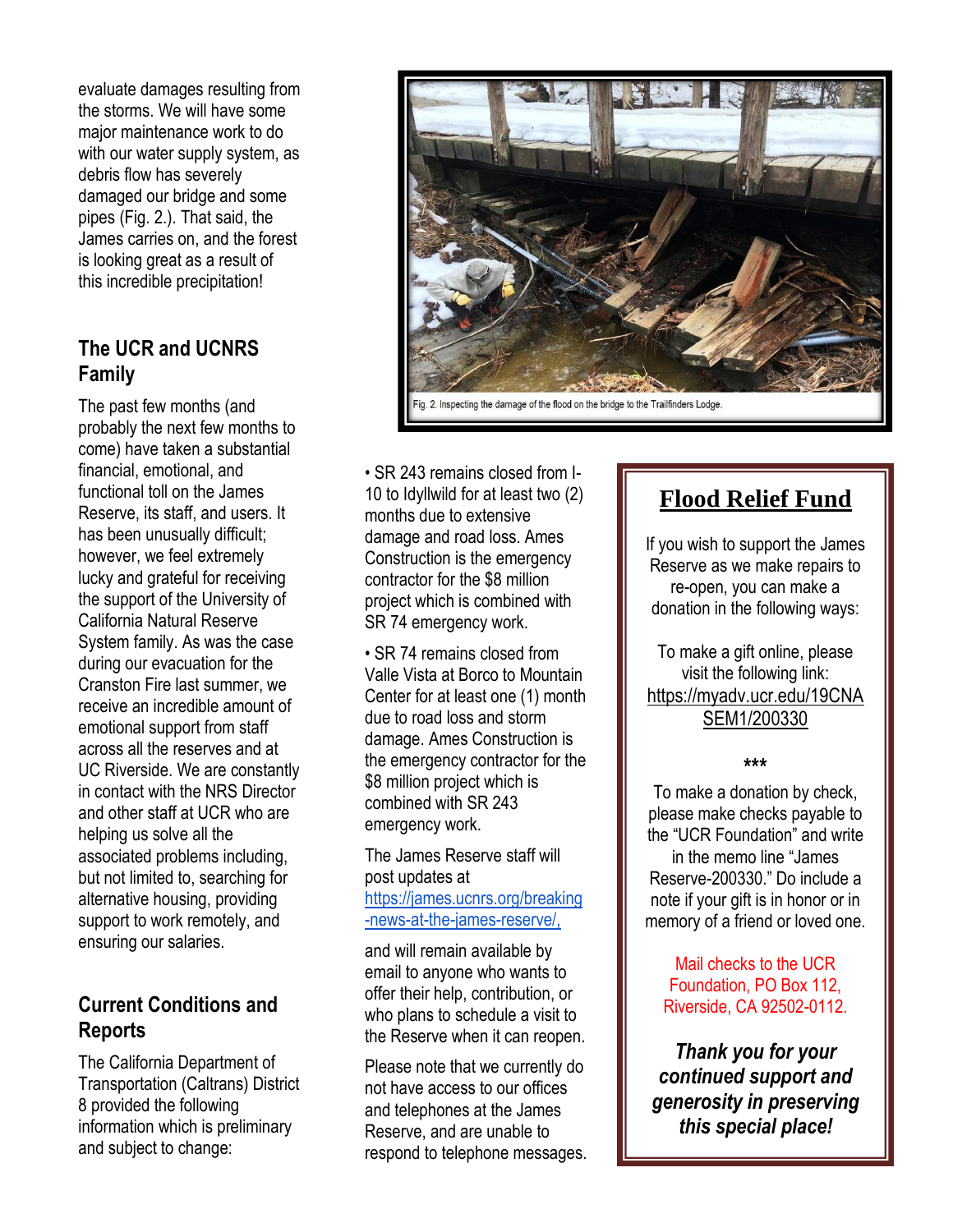evaluate damages resulting from the storms. We will have some major maintenance work to do with our water supply system, as debris flow has severely damaged our bridge and some pipes (Fig. 2.). That said, the James carries on, and the forest is looking great as a result of this incredible precipitation!

## The UCR and UCNRS Family

The past few months (and probably the next few months to come) have taken a substantial financial, emotional, and functional toll on the James Reserve, its staff, and users. It has been unusually difficult; however, we feel extremely lucky and grateful for receiving the support of the University of California Natural Reserve System family. As was the case during our evacuation for the Cranston Fire last summer, we receive an incredible amount of emotional support from staff across all the reserves and at UC Riverside. We are constantly in contact with the NRS Director and other staff at UCR who are helping us solve all the associated problems including, but not limited to, searching for alternative housing, providing support to work remotely, and ensuring our salaries.

## Current Conditions and Reports

The California Department of Transportation (Caltrans) District 8 provided the following information which is preliminary and subject to change:

Fig. 2. Inspecting the damage of the flood on the bridge to the Trailfinders Lodge.

- SR 243 remains closed from I-10 to Idyllwild for at least two (2) months due to extensive damage and road loss. Ames Construction is the emergency contractor for the $8 million project which is combined with SR 74 emergency work.
- SR 74 remains closed from Valle Vista at Borco to Mountain Center for at least one (1) month due to road loss and storm damage. Ames Construction is the emergency contractor for the $8 million project which is combined with SR 243 emergency work.

The James Reserve staff will post updates at https://james.ucnrs.org/breaking-news-at-the-james-reserve/,

and will remain available by email to anyone who wants to offer their help, contribution, or who plans to schedule a visit to the Reserve when it can reopen.

Please note that we currently do not have access to our offices and telephones at the James Reserve, and are unable to respond to telephone messages.

## Flood Relief Fund

If you wish to support the James Reserve as we make repairs to re-open, you can make a donation in the following ways:

To make a gift online, please visit the following link: https://myadv.ucr.edu/19CNASEM1/200330

***

To make a donation by check, please make checks payable to the "UCR Foundation" and write in the memo line "James Reserve-200330." Do include a note if your gift is in honor or in memory of a friend or loved one.

Mail checks to the UCR Foundation, PO Box 112, Riverside, CA 92502-0112.

***Thank you for your continued support and generosity in preserving this special place!***